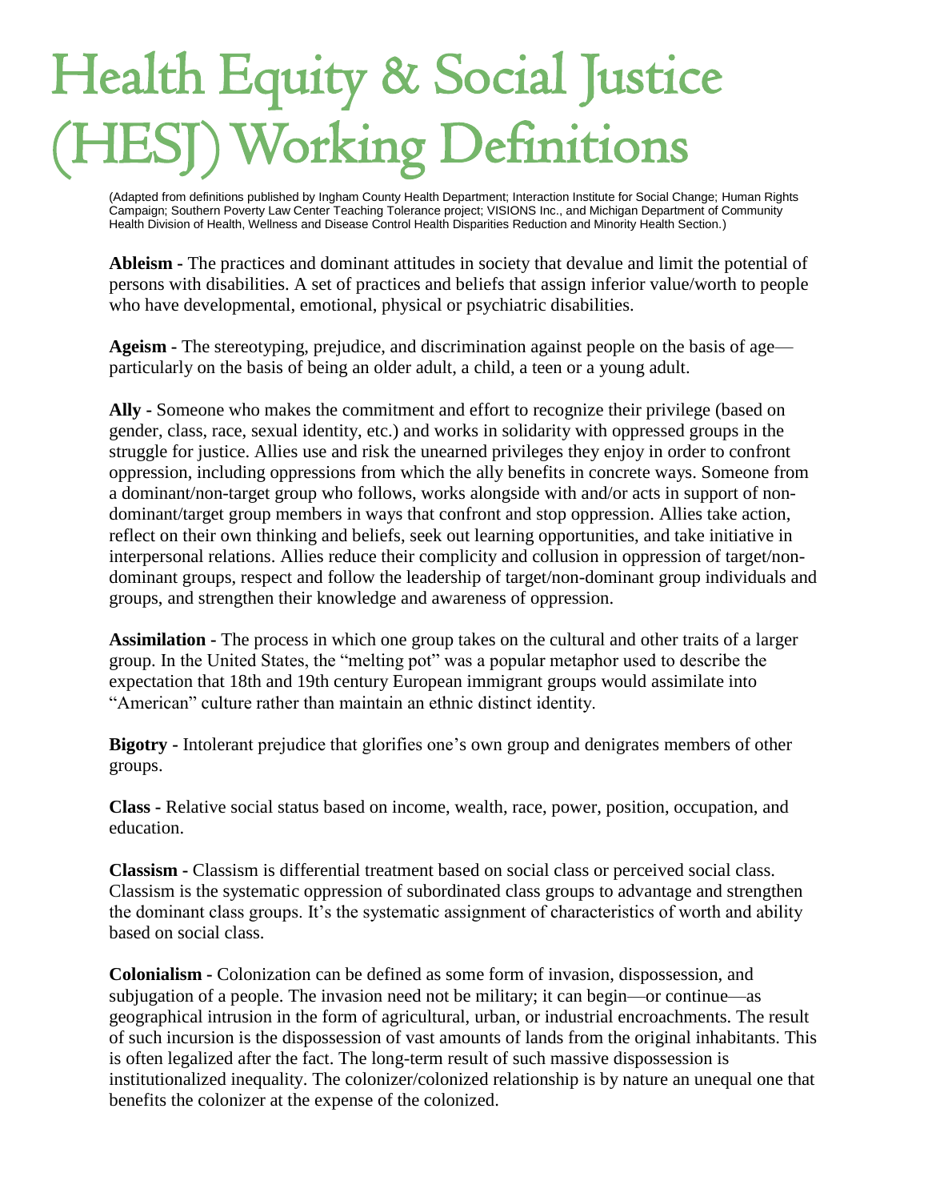# Health Equity & Social Justice (HESJ) Working Definitions

(Adapted from definitions published by Ingham County Health Department; Interaction Institute for Social Change; Human Rights Campaign; Southern Poverty Law Center Teaching Tolerance project; VISIONS Inc., and Michigan Department of Community Health Division of Health, Wellness and Disease Control Health Disparities Reduction and Minority Health Section.)

**Ableism -** The practices and dominant attitudes in society that devalue and limit the potential of persons with disabilities. A set of practices and beliefs that assign inferior value/worth to people who have developmental, emotional, physical or psychiatric disabilities.

**Ageism -** The stereotyping, prejudice, and discrimination against people on the basis of age—particularly on the basis of being an older adult, a child, a teen or a young adult.

**Ally -** Someone who makes the commitment and effort to recognize their privilege (based on gender, class, race, sexual identity, etc.) and works in solidarity with oppressed groups in the struggle for justice. Allies use and risk the unearned privileges they enjoy in order to confront oppression, including oppressions from which the ally benefits in concrete ways. Someone from a dominant/non-target group who follows, works alongside with and/or acts in support of non-dominant/target group members in ways that confront and stop oppression. Allies take action, reflect on their own thinking and beliefs, seek out learning opportunities, and take initiative in interpersonal relations. Allies reduce their complicity and collusion in oppression of target/non-dominant groups, respect and follow the leadership of target/non-dominant group individuals and groups, and strengthen their knowledge and awareness of oppression.

**Assimilation -** The process in which one group takes on the cultural and other traits of a larger group. In the United States, the "melting pot" was a popular metaphor used to describe the expectation that 18th and 19th century European immigrant groups would assimilate into "American" culture rather than maintain an ethnic distinct identity.

**Bigotry -** Intolerant prejudice that glorifies one's own group and denigrates members of other groups.

**Class -** Relative social status based on income, wealth, race, power, position, occupation, and education.

**Classism -** Classism is differential treatment based on social class or perceived social class. Classism is the systematic oppression of subordinated class groups to advantage and strengthen the dominant class groups. It's the systematic assignment of characteristics of worth and ability based on social class.

**Colonialism -** Colonization can be defined as some form of invasion, dispossession, and subjugation of a people. The invasion need not be military; it can begin—or continue—as geographical intrusion in the form of agricultural, urban, or industrial encroachments. The result of such incursion is the dispossession of vast amounts of lands from the original inhabitants. This is often legalized after the fact. The long-term result of such massive dispossession is institutionalized inequality. The colonizer/colonized relationship is by nature an unequal one that benefits the colonizer at the expense of the colonized.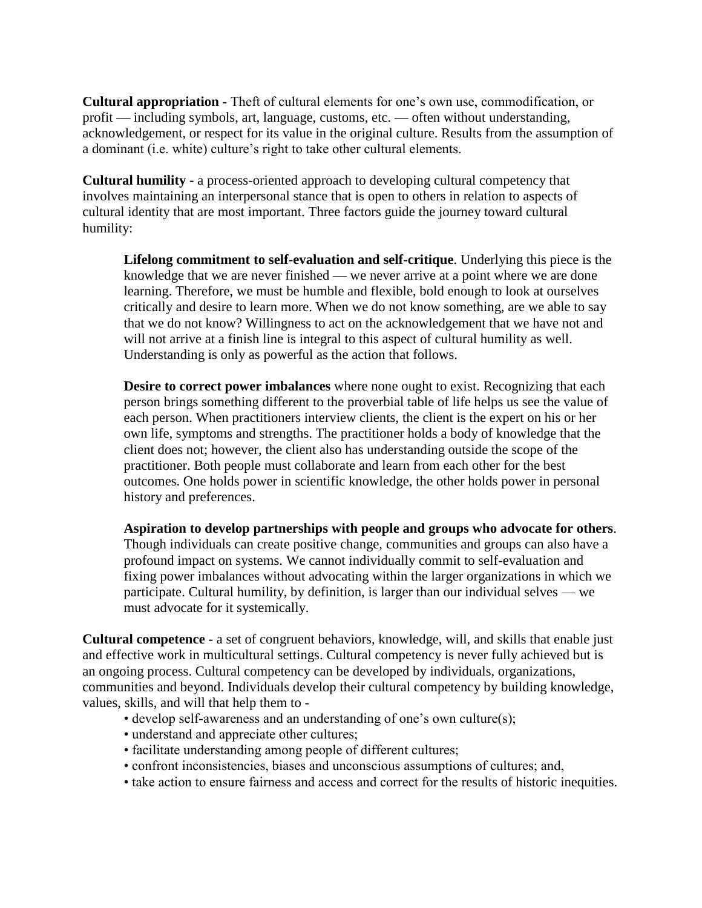**Cultural appropriation -** Theft of cultural elements for one's own use, commodification, or profit — including symbols, art, language, customs, etc. — often without understanding, acknowledgement, or respect for its value in the original culture. Results from the assumption of a dominant (i.e. white) culture's right to take other cultural elements.

**Cultural humility -** a process-oriented approach to developing cultural competency that involves maintaining an interpersonal stance that is open to others in relation to aspects of cultural identity that are most important. Three factors guide the journey toward cultural humility:

> **Lifelong commitment to self-evaluation and self-critique**. Underlying this piece is the knowledge that we are never finished — we never arrive at a point where we are done learning. Therefore, we must be humble and flexible, bold enough to look at ourselves critically and desire to learn more. When we do not know something, are we able to say that we do not know? Willingness to act on the acknowledgement that we have not and will not arrive at a finish line is integral to this aspect of cultural humility as well. Understanding is only as powerful as the action that follows.
>
> **Desire to correct power imbalances** where none ought to exist. Recognizing that each person brings something different to the proverbial table of life helps us see the value of each person. When practitioners interview clients, the client is the expert on his or her own life, symptoms and strengths. The practitioner holds a body of knowledge that the client does not; however, the client also has understanding outside the scope of the practitioner. Both people must collaborate and learn from each other for the best outcomes. One holds power in scientific knowledge, the other holds power in personal history and preferences.
>
> **Aspiration to develop partnerships with people and groups who advocate for others**. Though individuals can create positive change, communities and groups can also have a profound impact on systems. We cannot individually commit to self-evaluation and fixing power imbalances without advocating within the larger organizations in which we participate. Cultural humility, by definition, is larger than our individual selves — we must advocate for it systemically.

**Cultural competence -** a set of congruent behaviors, knowledge, will, and skills that enable just and effective work in multicultural settings. Cultural competency is never fully achieved but is an ongoing process. Cultural competency can be developed by individuals, organizations, communities and beyond. Individuals develop their cultural competency by building knowledge, values, skills, and will that help them to -

- develop self-awareness and an understanding of one's own culture(s);
- understand and appreciate other cultures;
- facilitate understanding among people of different cultures;
- confront inconsistencies, biases and unconscious assumptions of cultures; and,
- take action to ensure fairness and access and correct for the results of historic inequities.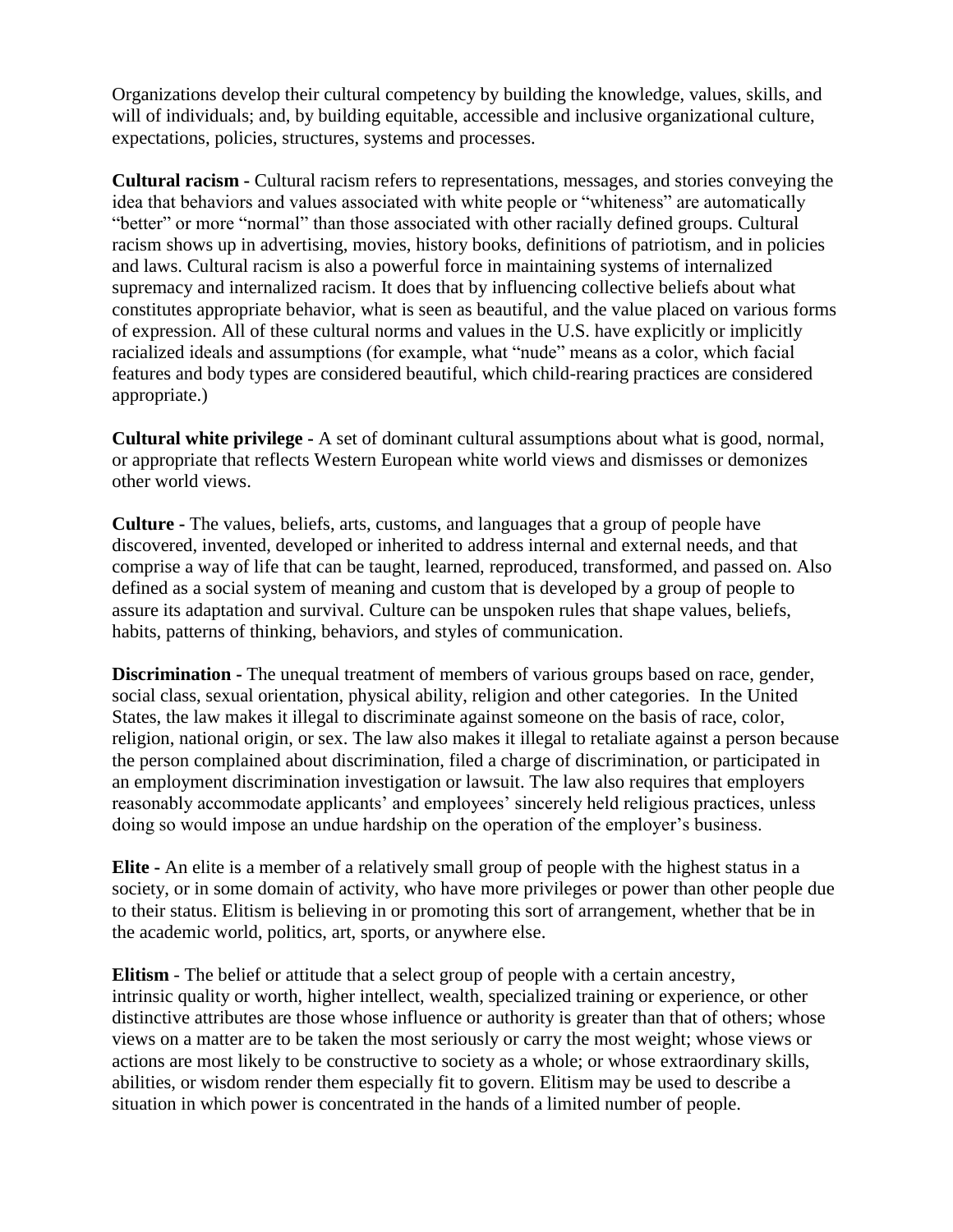Organizations develop their cultural competency by building the knowledge, values, skills, and will of individuals; and, by building equitable, accessible and inclusive organizational culture, expectations, policies, structures, systems and processes.

**Cultural racism -** Cultural racism refers to representations, messages, and stories conveying the idea that behaviors and values associated with white people or "whiteness" are automatically "better" or more "normal" than those associated with other racially defined groups. Cultural racism shows up in advertising, movies, history books, definitions of patriotism, and in policies and laws. Cultural racism is also a powerful force in maintaining systems of internalized supremacy and internalized racism. It does that by influencing collective beliefs about what constitutes appropriate behavior, what is seen as beautiful, and the value placed on various forms of expression. All of these cultural norms and values in the U.S. have explicitly or implicitly racialized ideals and assumptions (for example, what "nude" means as a color, which facial features and body types are considered beautiful, which child-rearing practices are considered appropriate.)

**Cultural white privilege -** A set of dominant cultural assumptions about what is good, normal, or appropriate that reflects Western European white world views and dismisses or demonizes other world views.

**Culture -** The values, beliefs, arts, customs, and languages that a group of people have discovered, invented, developed or inherited to address internal and external needs, and that comprise a way of life that can be taught, learned, reproduced, transformed, and passed on. Also defined as a social system of meaning and custom that is developed by a group of people to assure its adaptation and survival. Culture can be unspoken rules that shape values, beliefs, habits, patterns of thinking, behaviors, and styles of communication.

**Discrimination -** The unequal treatment of members of various groups based on race, gender, social class, sexual orientation, physical ability, religion and other categories. In the United States, the law makes it illegal to discriminate against someone on the basis of race, color, religion, national origin, or sex. The law also makes it illegal to retaliate against a person because the person complained about discrimination, filed a charge of discrimination, or participated in an employment discrimination investigation or lawsuit. The law also requires that employers reasonably accommodate applicants' and employees' sincerely held religious practices, unless doing so would impose an undue hardship on the operation of the employer's business.

**Elite -** An elite is a member of a relatively small group of people with the highest status in a society, or in some domain of activity, who have more privileges or power than other people due to their status. Elitism is believing in or promoting this sort of arrangement, whether that be in the academic world, politics, art, sports, or anywhere else.

**Elitism** - The belief or attitude that a select group of people with a certain ancestry, intrinsic quality or worth, higher intellect, wealth, specialized training or experience, or other distinctive attributes are those whose influence or authority is greater than that of others; whose views on a matter are to be taken the most seriously or carry the most weight; whose views or actions are most likely to be constructive to society as a whole; or whose extraordinary skills, abilities, or wisdom render them especially fit to govern. Elitism may be used to describe a situation in which power is concentrated in the hands of a limited number of people.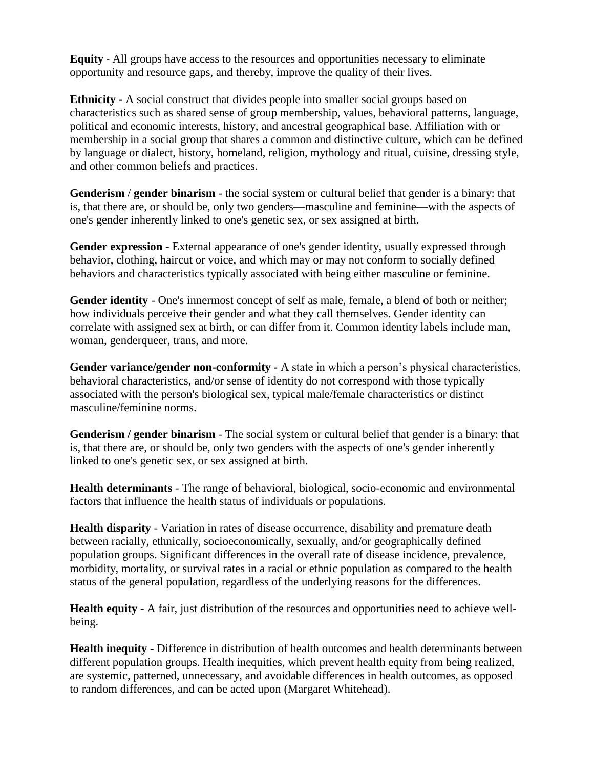**Equity** - All groups have access to the resources and opportunities necessary to eliminate opportunity and resource gaps, and thereby, improve the quality of their lives.

**Ethnicity** - A social construct that divides people into smaller social groups based on characteristics such as shared sense of group membership, values, behavioral patterns, language, political and economic interests, history, and ancestral geographical base. Affiliation with or membership in a social group that shares a common and distinctive culture, which can be defined by language or dialect, history, homeland, religion, mythology and ritual, cuisine, dressing style, and other common beliefs and practices.

**Genderism** / **gender binarism** - the social system or cultural belief that gender is a binary: that is, that there are, or should be, only two genders—masculine and feminine—with the aspects of one's gender inherently linked to one's genetic sex, or sex assigned at birth.

**Gender expression** - External appearance of one's gender identity, usually expressed through behavior, clothing, haircut or voice, and which may or may not conform to socially defined behaviors and characteristics typically associated with being either masculine or feminine.

**Gender identity** - One's innermost concept of self as male, female, a blend of both or neither; how individuals perceive their gender and what they call themselves. Gender identity can correlate with assigned sex at birth, or can differ from it. Common identity labels include man, woman, genderqueer, trans, and more.

**Gender variance/gender non-conformity** - A state in which a person's physical characteristics, behavioral characteristics, and/or sense of identity do not correspond with those typically associated with the person's biological sex, typical male/female characteristics or distinct masculine/feminine norms.

**Genderism / gender binarism** - The social system or cultural belief that gender is a binary: that is, that there are, or should be, only two genders with the aspects of one's gender inherently linked to one's genetic sex, or sex assigned at birth.

**Health determinants** - The range of behavioral, biological, socio-economic and environmental factors that influence the health status of individuals or populations.

**Health disparity** - Variation in rates of disease occurrence, disability and premature death between racially, ethnically, socioeconomically, sexually, and/or geographically defined population groups. Significant differences in the overall rate of disease incidence, prevalence, morbidity, mortality, or survival rates in a racial or ethnic population as compared to the health status of the general population, regardless of the underlying reasons for the differences.

**Health equity** - A fair, just distribution of the resources and opportunities need to achieve well-being.

**Health inequity** - Difference in distribution of health outcomes and health determinants between different population groups. Health inequities, which prevent health equity from being realized, are systemic, patterned, unnecessary, and avoidable differences in health outcomes, as opposed to random differences, and can be acted upon (Margaret Whitehead).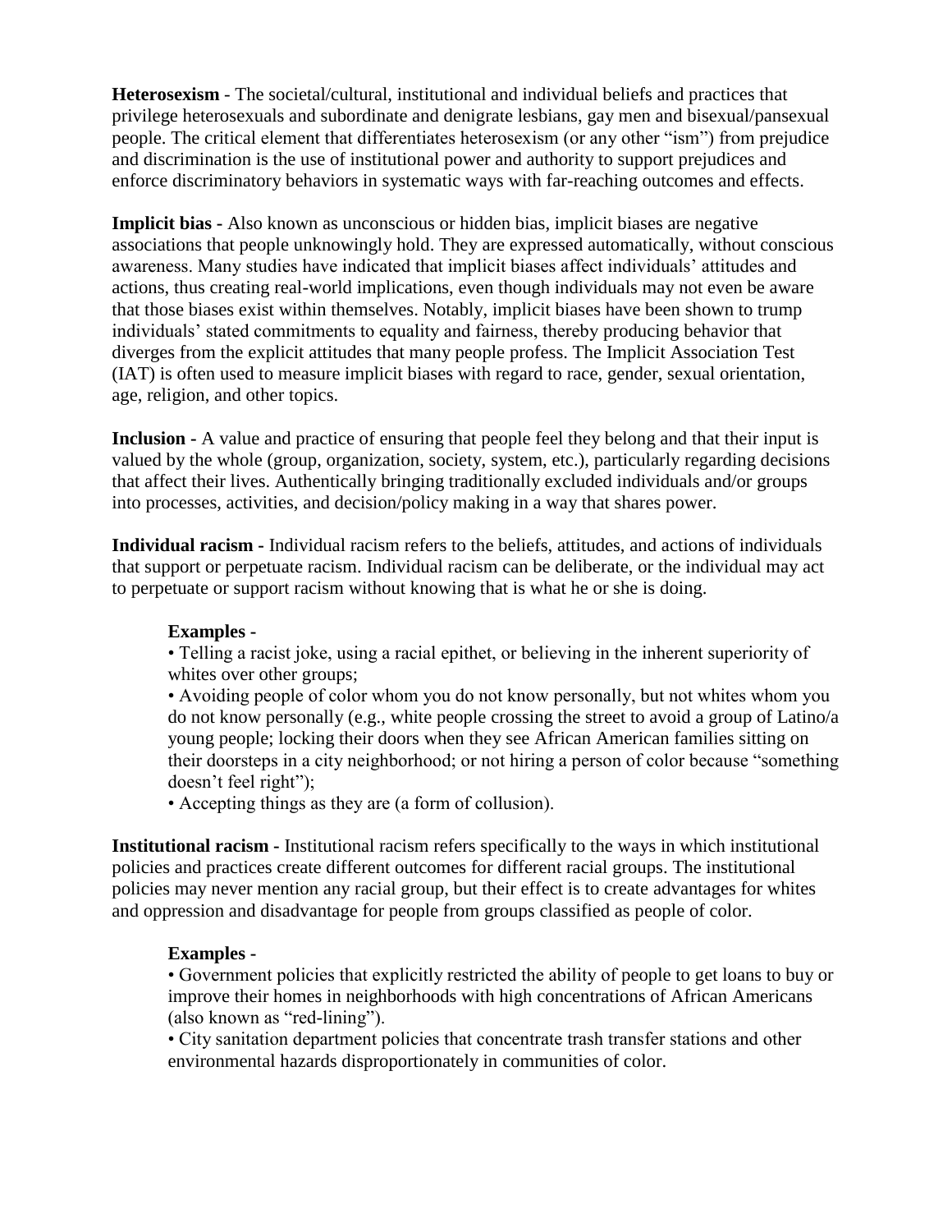**Heterosexism** - The societal/cultural, institutional and individual beliefs and practices that privilege heterosexuals and subordinate and denigrate lesbians, gay men and bisexual/pansexual people. The critical element that differentiates heterosexism (or any other "ism") from prejudice and discrimination is the use of institutional power and authority to support prejudices and enforce discriminatory behaviors in systematic ways with far-reaching outcomes and effects.

**Implicit bias** - Also known as unconscious or hidden bias, implicit biases are negative associations that people unknowingly hold. They are expressed automatically, without conscious awareness. Many studies have indicated that implicit biases affect individuals' attitudes and actions, thus creating real-world implications, even though individuals may not even be aware that those biases exist within themselves. Notably, implicit biases have been shown to trump individuals' stated commitments to equality and fairness, thereby producing behavior that diverges from the explicit attitudes that many people profess. The Implicit Association Test (IAT) is often used to measure implicit biases with regard to race, gender, sexual orientation, age, religion, and other topics.

**Inclusion** - A value and practice of ensuring that people feel they belong and that their input is valued by the whole (group, organization, society, system, etc.), particularly regarding decisions that affect their lives. Authentically bringing traditionally excluded individuals and/or groups into processes, activities, and decision/policy making in a way that shares power.

**Individual racism** - Individual racism refers to the beliefs, attitudes, and actions of individuals that support or perpetuate racism. Individual racism can be deliberate, or the individual may act to perpetuate or support racism without knowing that is what he or she is doing.

**Examples** -

- Telling a racist joke, using a racial epithet, or believing in the inherent superiority of whites over other groups;
- Avoiding people of color whom you do not know personally, but not whites whom you do not know personally (e.g., white people crossing the street to avoid a group of Latino/a young people; locking their doors when they see African American families sitting on their doorsteps in a city neighborhood; or not hiring a person of color because "something doesn't feel right");
- Accepting things as they are (a form of collusion).

**Institutional racism** - Institutional racism refers specifically to the ways in which institutional policies and practices create different outcomes for different racial groups. The institutional policies may never mention any racial group, but their effect is to create advantages for whites and oppression and disadvantage for people from groups classified as people of color.

**Examples** -

- Government policies that explicitly restricted the ability of people to get loans to buy or improve their homes in neighborhoods with high concentrations of African Americans (also known as "red-lining").
- City sanitation department policies that concentrate trash transfer stations and other environmental hazards disproportionately in communities of color.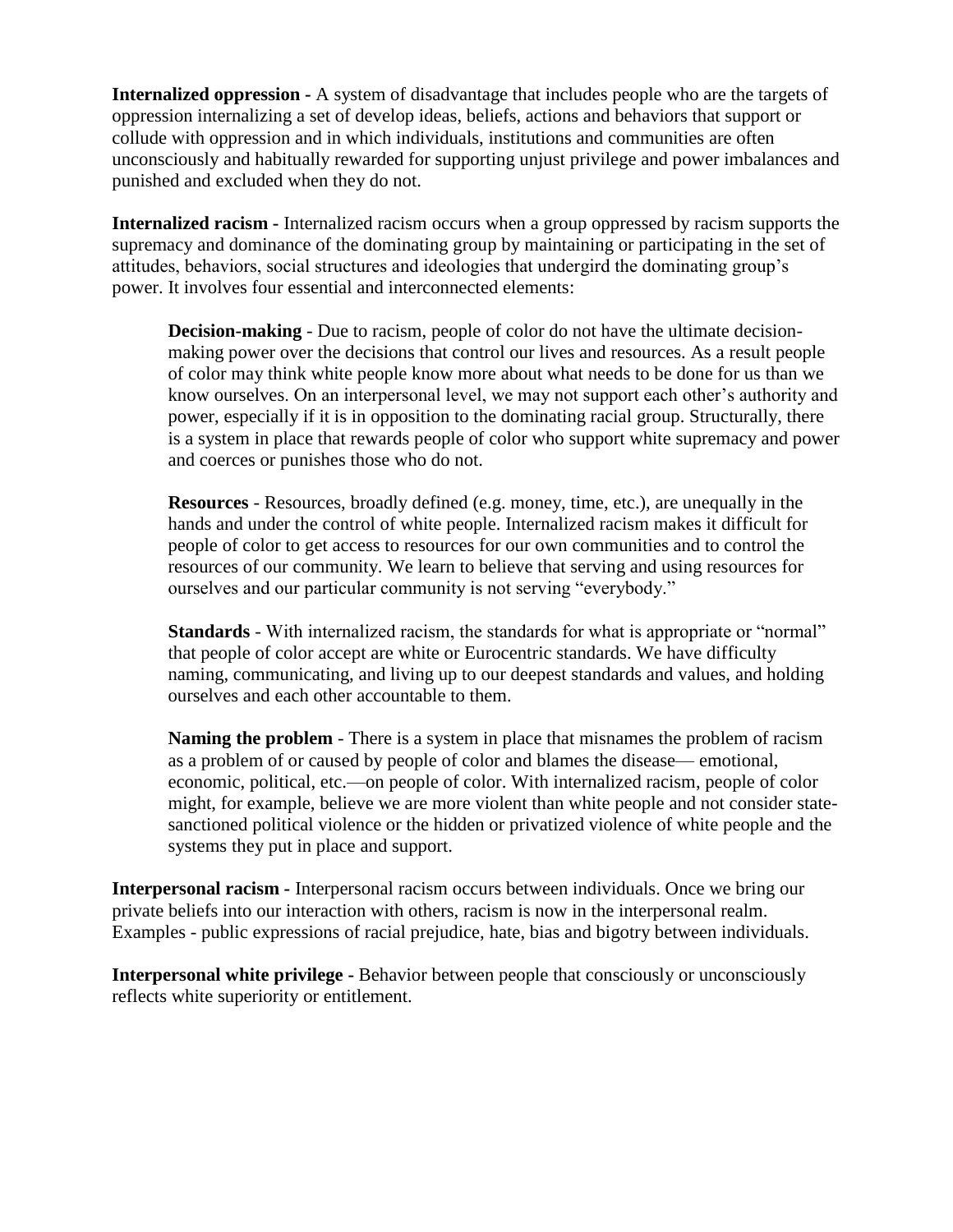**Internalized oppression -** A system of disadvantage that includes people who are the targets of oppression internalizing a set of develop ideas, beliefs, actions and behaviors that support or collude with oppression and in which individuals, institutions and communities are often unconsciously and habitually rewarded for supporting unjust privilege and power imbalances and punished and excluded when they do not.

**Internalized racism -** Internalized racism occurs when a group oppressed by racism supports the supremacy and dominance of the dominating group by maintaining or participating in the set of attitudes, behaviors, social structures and ideologies that undergird the dominating group's power. It involves four essential and interconnected elements:

> **Decision-making** - Due to racism, people of color do not have the ultimate decision-making power over the decisions that control our lives and resources. As a result people of color may think white people know more about what needs to be done for us than we know ourselves. On an interpersonal level, we may not support each other's authority and power, especially if it is in opposition to the dominating racial group. Structurally, there is a system in place that rewards people of color who support white supremacy and power and coerces or punishes those who do not.
>
> **Resources** - Resources, broadly defined (e.g. money, time, etc.), are unequally in the hands and under the control of white people. Internalized racism makes it difficult for people of color to get access to resources for our own communities and to control the resources of our community. We learn to believe that serving and using resources for ourselves and our particular community is not serving "everybody."
>
> **Standards** - With internalized racism, the standards for what is appropriate or "normal" that people of color accept are white or Eurocentric standards. We have difficulty naming, communicating, and living up to our deepest standards and values, and holding ourselves and each other accountable to them.
>
> **Naming the problem** - There is a system in place that misnames the problem of racism as a problem of or caused by people of color and blames the disease— emotional, economic, political, etc.—on people of color. With internalized racism, people of color might, for example, believe we are more violent than white people and not consider state-sanctioned political violence or the hidden or privatized violence of white people and the systems they put in place and support.

**Interpersonal racism -** Interpersonal racism occurs between individuals. Once we bring our private beliefs into our interaction with others, racism is now in the interpersonal realm. Examples - public expressions of racial prejudice, hate, bias and bigotry between individuals.

**Interpersonal white privilege -** Behavior between people that consciously or unconsciously reflects white superiority or entitlement.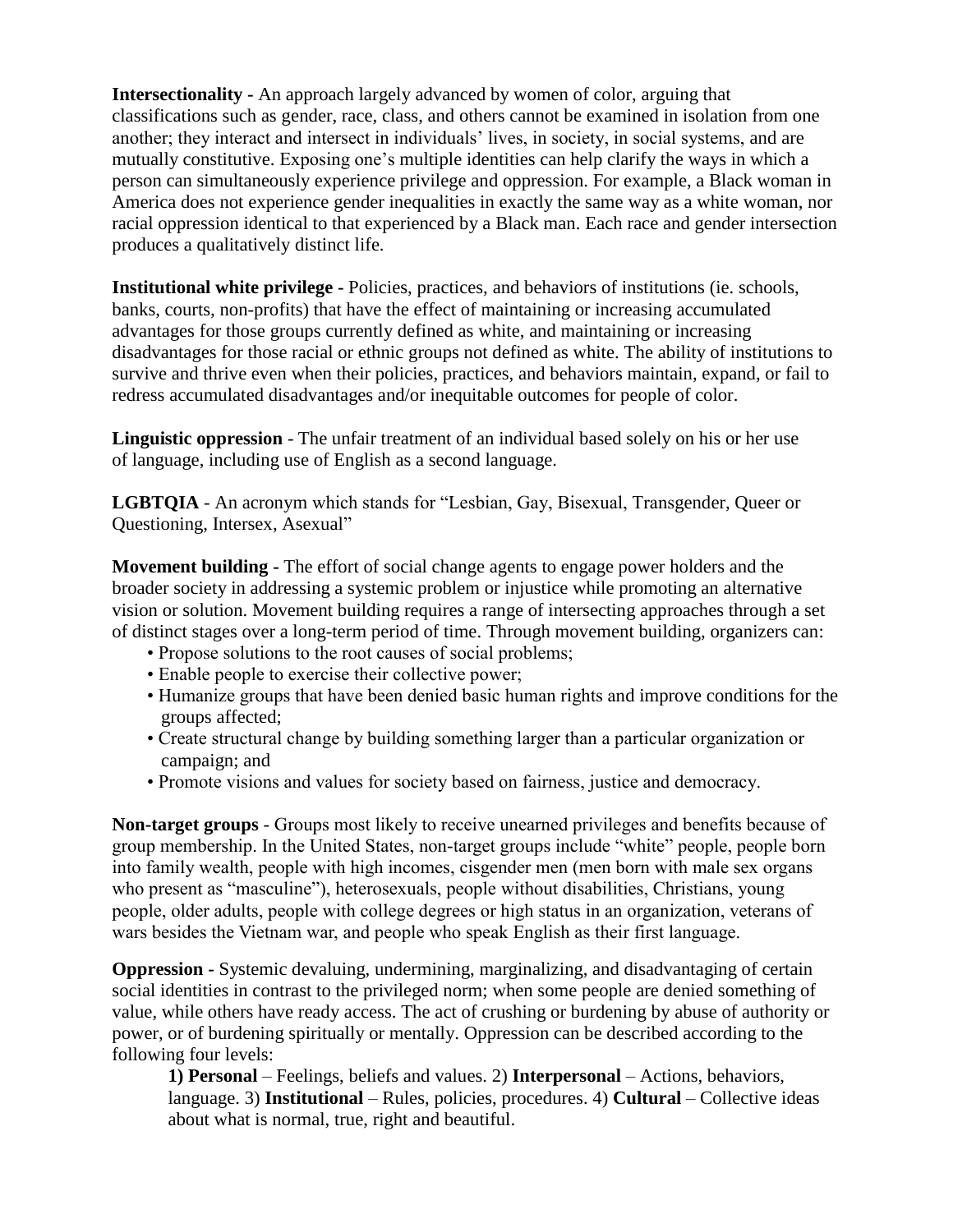**Intersectionality -** An approach largely advanced by women of color, arguing that classifications such as gender, race, class, and others cannot be examined in isolation from one another; they interact and intersect in individuals' lives, in society, in social systems, and are mutually constitutive. Exposing one's multiple identities can help clarify the ways in which a person can simultaneously experience privilege and oppression. For example, a Black woman in America does not experience gender inequalities in exactly the same way as a white woman, nor racial oppression identical to that experienced by a Black man. Each race and gender intersection produces a qualitatively distinct life.

**Institutional white privilege -** Policies, practices, and behaviors of institutions (ie. schools, banks, courts, non-profits) that have the effect of maintaining or increasing accumulated advantages for those groups currently defined as white, and maintaining or increasing disadvantages for those racial or ethnic groups not defined as white. The ability of institutions to survive and thrive even when their policies, practices, and behaviors maintain, expand, or fail to redress accumulated disadvantages and/or inequitable outcomes for people of color.

**Linguistic oppression** - The unfair treatment of an individual based solely on his or her use of language, including use of English as a second language.

**LGBTQIA** - An acronym which stands for "Lesbian, Gay, Bisexual, Transgender, Queer or Questioning, Intersex, Asexual"

**Movement building -** The effort of social change agents to engage power holders and the broader society in addressing a systemic problem or injustice while promoting an alternative vision or solution. Movement building requires a range of intersecting approaches through a set of distinct stages over a long-term period of time. Through movement building, organizers can:

- Propose solutions to the root causes of social problems;
- Enable people to exercise their collective power;
- Humanize groups that have been denied basic human rights and improve conditions for the groups affected;
- Create structural change by building something larger than a particular organization or campaign; and
- Promote visions and values for society based on fairness, justice and democracy.

**Non-target groups** - Groups most likely to receive unearned privileges and benefits because of group membership. In the United States, non-target groups include "white" people, people born into family wealth, people with high incomes, cisgender men (men born with male sex organs who present as "masculine"), heterosexuals, people without disabilities, Christians, young people, older adults, people with college degrees or high status in an organization, veterans of wars besides the Vietnam war, and people who speak English as their first language.

**Oppression -** Systemic devaluing, undermining, marginalizing, and disadvantaging of certain social identities in contrast to the privileged norm; when some people are denied something of value, while others have ready access. The act of crushing or burdening by abuse of authority or power, or of burdening spiritually or mentally. Oppression can be described according to the following four levels:

**1) Personal** – Feelings, beliefs and values. 2) **Interpersonal** – Actions, behaviors, language. 3) **Institutional** – Rules, policies, procedures. 4) **Cultural** – Collective ideas about what is normal, true, right and beautiful.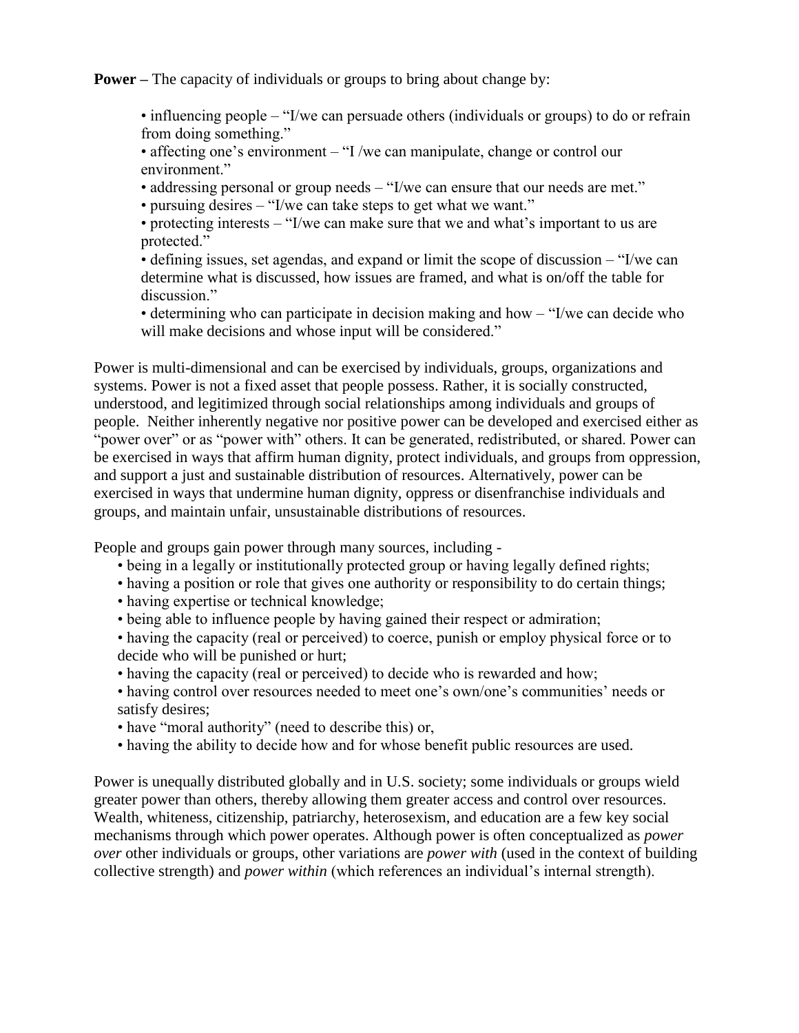**Power –** The capacity of individuals or groups to bring about change by:

- influencing people – "I/we can persuade others (individuals or groups) to do or refrain from doing something."
- affecting one's environment – "I /we can manipulate, change or control our environment."
- addressing personal or group needs – "I/we can ensure that our needs are met."
- pursuing desires – "I/we can take steps to get what we want."
- protecting interests – "I/we can make sure that we and what's important to us are protected."
- defining issues, set agendas, and expand or limit the scope of discussion – "I/we can determine what is discussed, how issues are framed, and what is on/off the table for discussion."
- determining who can participate in decision making and how – "I/we can decide who will make decisions and whose input will be considered."

Power is multi-dimensional and can be exercised by individuals, groups, organizations and systems. Power is not a fixed asset that people possess. Rather, it is socially constructed, understood, and legitimized through social relationships among individuals and groups of people. Neither inherently negative nor positive power can be developed and exercised either as "power over" or as "power with" others. It can be generated, redistributed, or shared. Power can be exercised in ways that affirm human dignity, protect individuals, and groups from oppression, and support a just and sustainable distribution of resources. Alternatively, power can be exercised in ways that undermine human dignity, oppress or disenfranchise individuals and groups, and maintain unfair, unsustainable distributions of resources.

People and groups gain power through many sources, including -

- being in a legally or institutionally protected group or having legally defined rights;
- having a position or role that gives one authority or responsibility to do certain things;
- having expertise or technical knowledge;
- being able to influence people by having gained their respect or admiration;
- having the capacity (real or perceived) to coerce, punish or employ physical force or to decide who will be punished or hurt;
- having the capacity (real or perceived) to decide who is rewarded and how;
- having control over resources needed to meet one's own/one's communities' needs or satisfy desires;
- have "moral authority" (need to describe this) or,
- having the ability to decide how and for whose benefit public resources are used.

Power is unequally distributed globally and in U.S. society; some individuals or groups wield greater power than others, thereby allowing them greater access and control over resources. Wealth, whiteness, citizenship, patriarchy, heterosexism, and education are a few key social mechanisms through which power operates. Although power is often conceptualized as *power over* other individuals or groups, other variations are *power with* (used in the context of building collective strength) and *power within* (which references an individual's internal strength).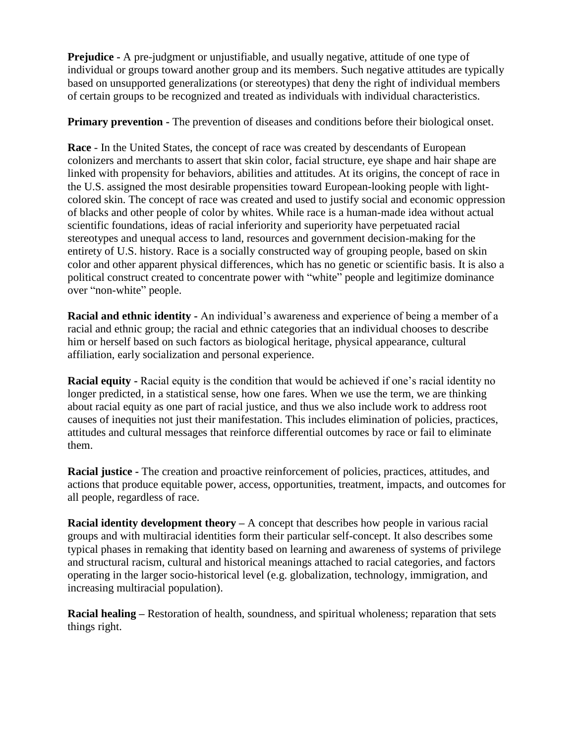**Prejudice -** A pre-judgment or unjustifiable, and usually negative, attitude of one type of individual or groups toward another group and its members. Such negative attitudes are typically based on unsupported generalizations (or stereotypes) that deny the right of individual members of certain groups to be recognized and treated as individuals with individual characteristics.

**Primary prevention -** The prevention of diseases and conditions before their biological onset.

**Race** - In the United States, the concept of race was created by descendants of European colonizers and merchants to assert that skin color, facial structure, eye shape and hair shape are linked with propensity for behaviors, abilities and attitudes. At its origins, the concept of race in the U.S. assigned the most desirable propensities toward European-looking people with light-colored skin. The concept of race was created and used to justify social and economic oppression of blacks and other people of color by whites. While race is a human-made idea without actual scientific foundations, ideas of racial inferiority and superiority have perpetuated racial stereotypes and unequal access to land, resources and government decision-making for the entirety of U.S. history. Race is a socially constructed way of grouping people, based on skin color and other apparent physical differences, which has no genetic or scientific basis. It is also a political construct created to concentrate power with "white" people and legitimize dominance over "non-white" people.

**Racial and ethnic identity -** An individual's awareness and experience of being a member of a racial and ethnic group; the racial and ethnic categories that an individual chooses to describe him or herself based on such factors as biological heritage, physical appearance, cultural affiliation, early socialization and personal experience.

**Racial equity -** Racial equity is the condition that would be achieved if one's racial identity no longer predicted, in a statistical sense, how one fares. When we use the term, we are thinking about racial equity as one part of racial justice, and thus we also include work to address root causes of inequities not just their manifestation. This includes elimination of policies, practices, attitudes and cultural messages that reinforce differential outcomes by race or fail to eliminate them.

**Racial justice -** The creation and proactive reinforcement of policies, practices, attitudes, and actions that produce equitable power, access, opportunities, treatment, impacts, and outcomes for all people, regardless of race.

**Racial identity development theory –** A concept that describes how people in various racial groups and with multiracial identities form their particular self-concept. It also describes some typical phases in remaking that identity based on learning and awareness of systems of privilege and structural racism, cultural and historical meanings attached to racial categories, and factors operating in the larger socio-historical level (e.g. globalization, technology, immigration, and increasing multiracial population).

**Racial healing –** Restoration of health, soundness, and spiritual wholeness; reparation that sets things right.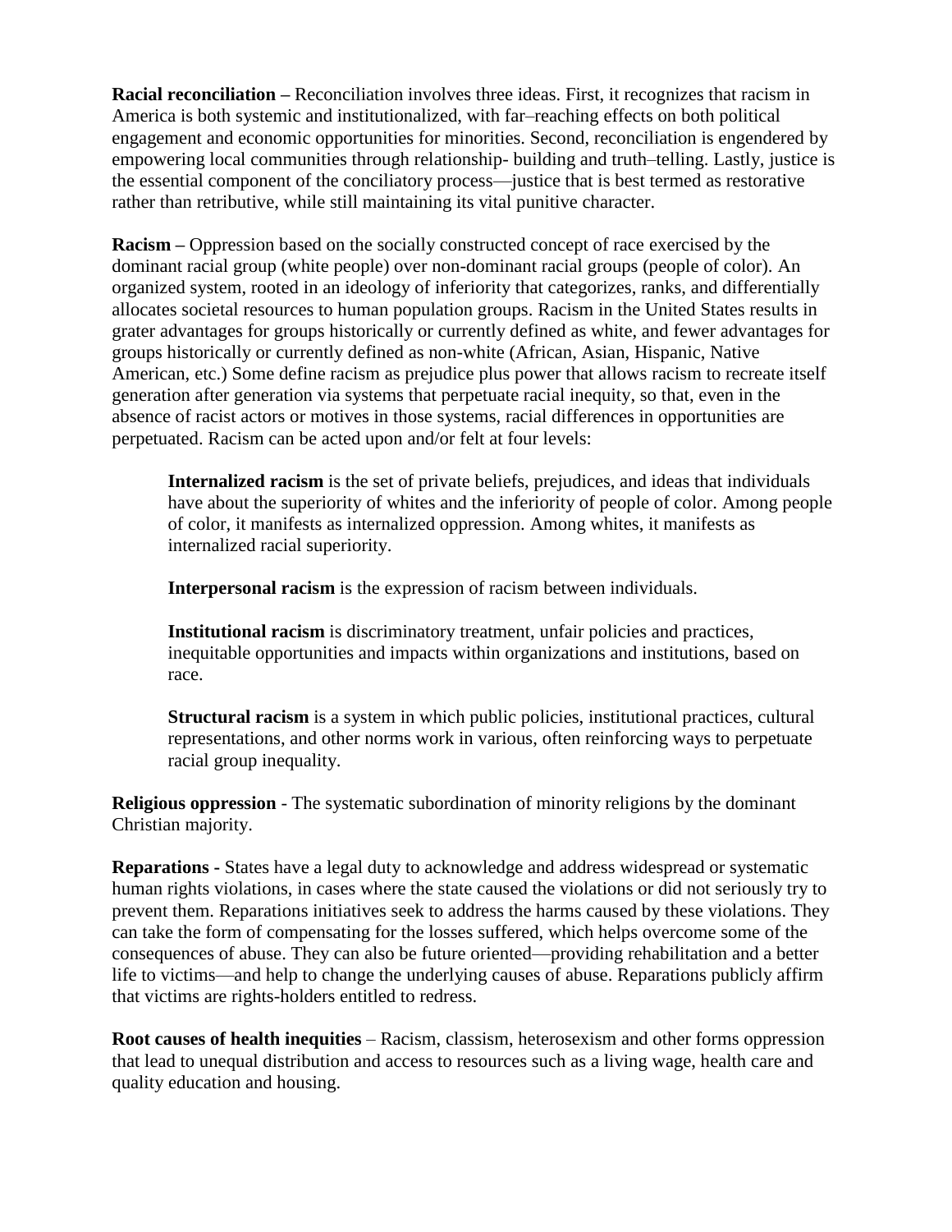**Racial reconciliation –** Reconciliation involves three ideas. First, it recognizes that racism in America is both systemic and institutionalized, with far–reaching effects on both political engagement and economic opportunities for minorities. Second, reconciliation is engendered by empowering local communities through relationship- building and truth–telling. Lastly, justice is the essential component of the conciliatory process—justice that is best termed as restorative rather than retributive, while still maintaining its vital punitive character.

**Racism –** Oppression based on the socially constructed concept of race exercised by the dominant racial group (white people) over non-dominant racial groups (people of color). An organized system, rooted in an ideology of inferiority that categorizes, ranks, and differentially allocates societal resources to human population groups. Racism in the United States results in grater advantages for groups historically or currently defined as white, and fewer advantages for groups historically or currently defined as non-white (African, Asian, Hispanic, Native American, etc.) Some define racism as prejudice plus power that allows racism to recreate itself generation after generation via systems that perpetuate racial inequity, so that, even in the absence of racist actors or motives in those systems, racial differences in opportunities are perpetuated. Racism can be acted upon and/or felt at four levels:

> **Internalized racism** is the set of private beliefs, prejudices, and ideas that individuals have about the superiority of whites and the inferiority of people of color. Among people of color, it manifests as internalized oppression. Among whites, it manifests as internalized racial superiority.
>
> **Interpersonal racism** is the expression of racism between individuals.
>
> **Institutional racism** is discriminatory treatment, unfair policies and practices, inequitable opportunities and impacts within organizations and institutions, based on race.
>
> **Structural racism** is a system in which public policies, institutional practices, cultural representations, and other norms work in various, often reinforcing ways to perpetuate racial group inequality.

**Religious oppression** - The systematic subordination of minority religions by the dominant Christian majority.

**Reparations -** States have a legal duty to acknowledge and address widespread or systematic human rights violations, in cases where the state caused the violations or did not seriously try to prevent them. Reparations initiatives seek to address the harms caused by these violations. They can take the form of compensating for the losses suffered, which helps overcome some of the consequences of abuse. They can also be future oriented—providing rehabilitation and a better life to victims—and help to change the underlying causes of abuse. Reparations publicly affirm that victims are rights-holders entitled to redress.

**Root causes of health inequities** – Racism, classism, heterosexism and other forms oppression that lead to unequal distribution and access to resources such as a living wage, health care and quality education and housing.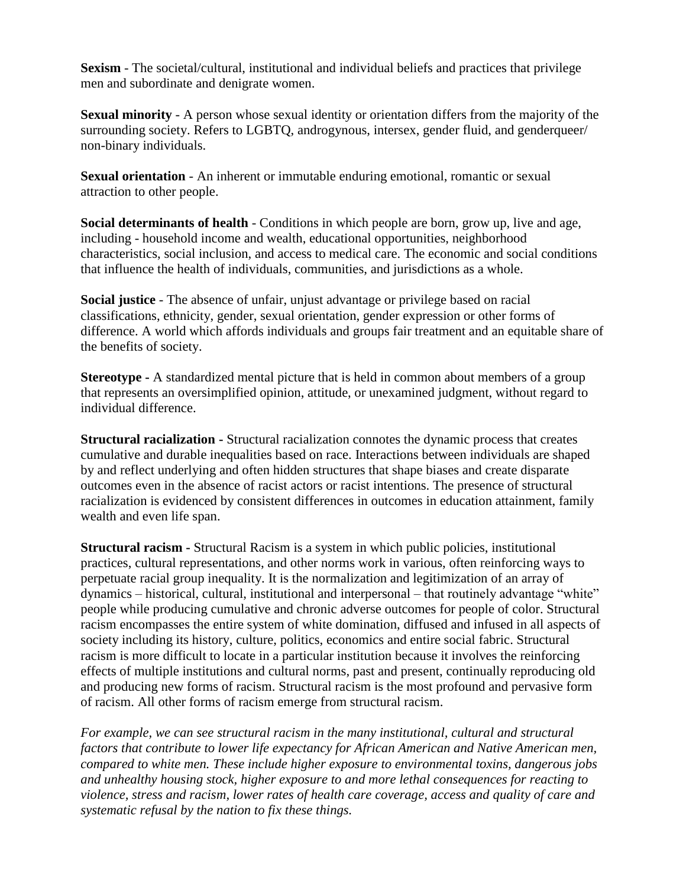**Sexism** - The societal/cultural, institutional and individual beliefs and practices that privilege men and subordinate and denigrate women.

**Sexual minority** - A person whose sexual identity or orientation differs from the majority of the surrounding society. Refers to LGBTQ, androgynous, intersex, gender fluid, and genderqueer/ non-binary individuals.

**Sexual orientation** - An inherent or immutable enduring emotional, romantic or sexual attraction to other people.

**Social determinants of health** - Conditions in which people are born, grow up, live and age, including - household income and wealth, educational opportunities, neighborhood characteristics, social inclusion, and access to medical care. The economic and social conditions that influence the health of individuals, communities, and jurisdictions as a whole.

**Social justice** - The absence of unfair, unjust advantage or privilege based on racial classifications, ethnicity, gender, sexual orientation, gender expression or other forms of difference. A world which affords individuals and groups fair treatment and an equitable share of the benefits of society.

**Stereotype -** A standardized mental picture that is held in common about members of a group that represents an oversimplified opinion, attitude, or unexamined judgment, without regard to individual difference.

**Structural racialization -** Structural racialization connotes the dynamic process that creates cumulative and durable inequalities based on race. Interactions between individuals are shaped by and reflect underlying and often hidden structures that shape biases and create disparate outcomes even in the absence of racist actors or racist intentions. The presence of structural racialization is evidenced by consistent differences in outcomes in education attainment, family wealth and even life span.

**Structural racism -** Structural Racism is a system in which public policies, institutional practices, cultural representations, and other norms work in various, often reinforcing ways to perpetuate racial group inequality. It is the normalization and legitimization of an array of dynamics – historical, cultural, institutional and interpersonal – that routinely advantage "white" people while producing cumulative and chronic adverse outcomes for people of color. Structural racism encompasses the entire system of white domination, diffused and infused in all aspects of society including its history, culture, politics, economics and entire social fabric. Structural racism is more difficult to locate in a particular institution because it involves the reinforcing effects of multiple institutions and cultural norms, past and present, continually reproducing old and producing new forms of racism. Structural racism is the most profound and pervasive form of racism. All other forms of racism emerge from structural racism.

*For example, we can see structural racism in the many institutional, cultural and structural factors that contribute to lower life expectancy for African American and Native American men, compared to white men. These include higher exposure to environmental toxins, dangerous jobs and unhealthy housing stock, higher exposure to and more lethal consequences for reacting to violence, stress and racism, lower rates of health care coverage, access and quality of care and systematic refusal by the nation to fix these things.*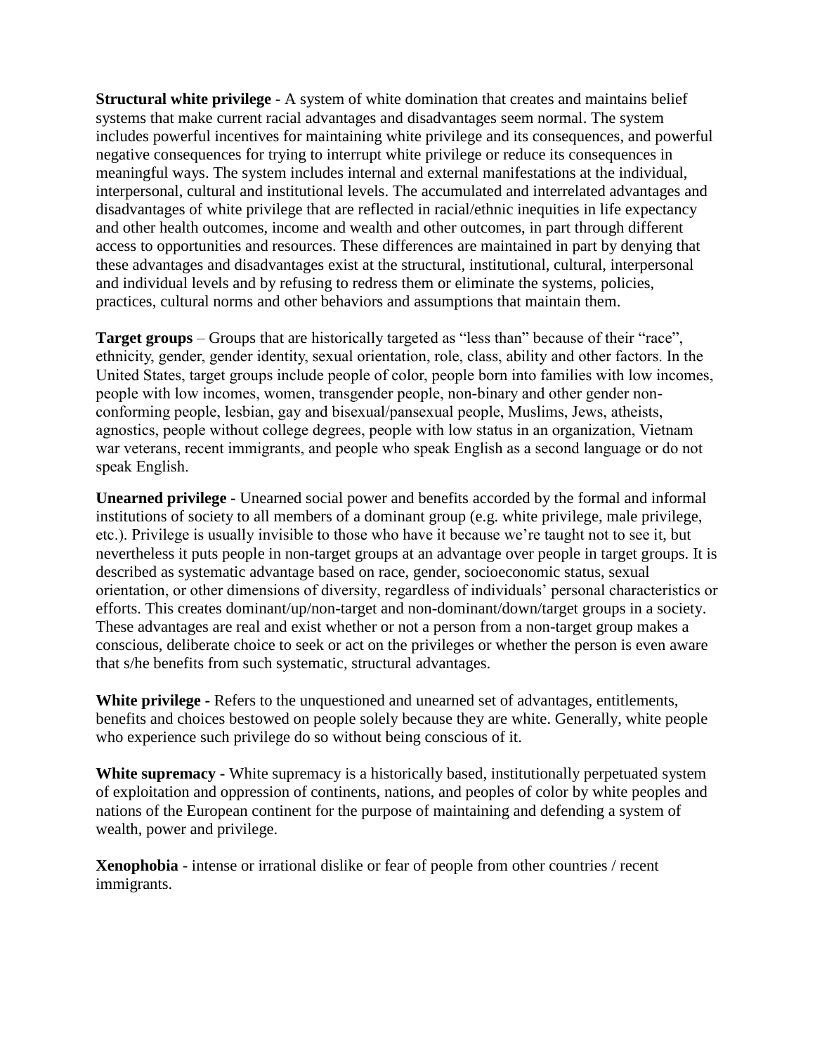**Structural white privilege -** A system of white domination that creates and maintains belief systems that make current racial advantages and disadvantages seem normal. The system includes powerful incentives for maintaining white privilege and its consequences, and powerful negative consequences for trying to interrupt white privilege or reduce its consequences in meaningful ways. The system includes internal and external manifestations at the individual, interpersonal, cultural and institutional levels. The accumulated and interrelated advantages and disadvantages of white privilege that are reflected in racial/ethnic inequities in life expectancy and other health outcomes, income and wealth and other outcomes, in part through different access to opportunities and resources. These differences are maintained in part by denying that these advantages and disadvantages exist at the structural, institutional, cultural, interpersonal and individual levels and by refusing to redress them or eliminate the systems, policies, practices, cultural norms and other behaviors and assumptions that maintain them.

**Target groups** – Groups that are historically targeted as "less than" because of their "race", ethnicity, gender, gender identity, sexual orientation, role, class, ability and other factors. In the United States, target groups include people of color, people born into families with low incomes, people with low incomes, women, transgender people, non-binary and other gender non-conforming people, lesbian, gay and bisexual/pansexual people, Muslims, Jews, atheists, agnostics, people without college degrees, people with low status in an organization, Vietnam war veterans, recent immigrants, and people who speak English as a second language or do not speak English.

**Unearned privilege -** Unearned social power and benefits accorded by the formal and informal institutions of society to all members of a dominant group (e.g. white privilege, male privilege, etc.). Privilege is usually invisible to those who have it because we're taught not to see it, but nevertheless it puts people in non-target groups at an advantage over people in target groups. It is described as systematic advantage based on race, gender, socioeconomic status, sexual orientation, or other dimensions of diversity, regardless of individuals' personal characteristics or efforts. This creates dominant/up/non-target and non-dominant/down/target groups in a society. These advantages are real and exist whether or not a person from a non-target group makes a conscious, deliberate choice to seek or act on the privileges or whether the person is even aware that s/he benefits from such systematic, structural advantages.

**White privilege -** Refers to the unquestioned and unearned set of advantages, entitlements, benefits and choices bestowed on people solely because they are white. Generally, white people who experience such privilege do so without being conscious of it.

**White supremacy -** White supremacy is a historically based, institutionally perpetuated system of exploitation and oppression of continents, nations, and peoples of color by white peoples and nations of the European continent for the purpose of maintaining and defending a system of wealth, power and privilege.

**Xenophobia** - intense or irrational dislike or fear of people from other countries / recent immigrants.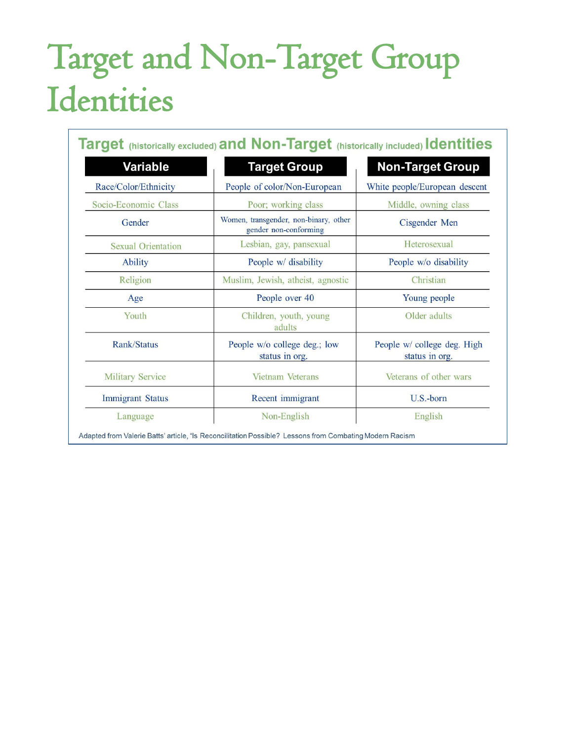# Target and Non-Target Group Identities

## Target (historically excluded) and Non-Target (historically included) Identities

| Variable | Target Group | Non-Target Group |
|---|---|---|
| Race/Color/Ethnicity | People of color/Non-European | White people/European descent |
| Socio-Economic Class | Poor; working class | Middle, owning class |
| Gender | Women, transgender, non-binary, other gender non-conforming | Cisgender Men |
| Sexual Orientation | Lesbian, gay, pansexual | Heterosexual |
| Ability | People w/ disability | People w/o disability |
| Religion | Muslim, Jewish, atheist, agnostic | Christian |
| Age | People over 40 | Young people |
| Youth | Children, youth, young adults | Older adults |
| Rank/Status | People w/o college deg.; low status in org. | People w/ college deg. High status in org. |
| Military Service | Vietnam Veterans | Veterans of other wars |
| Immigrant Status | Recent immigrant | U.S.-born |
| Language | Non-English | English |

Adapted from Valerie Batts' article, "Is Reconcilitation Possible? Lessons from Combating Modern Racism